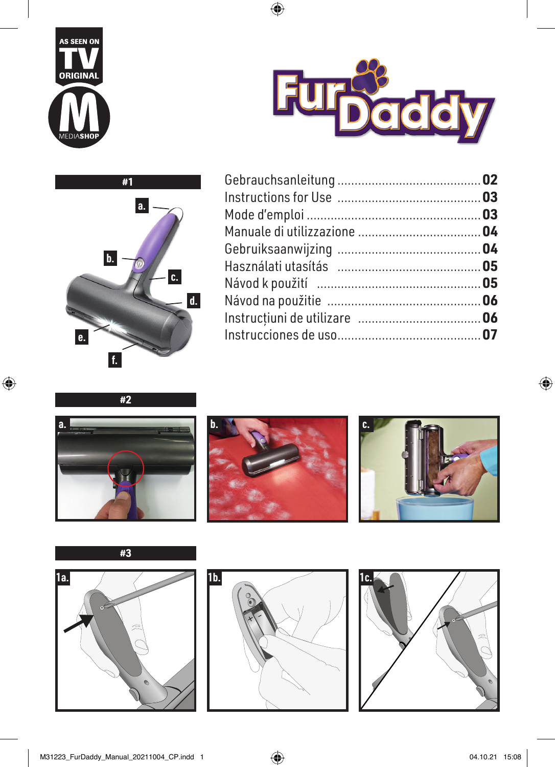AS SEEN ON TV ORIGINAL

MEDIASHOP

# FurDaddy

#1

a.

b.

c.

d.

e.

f.

| | |
|---|---|
| Gebrauchsanleitung | 02 |
| Instructions for Use | 03 |
| Mode d'emploi | 03 |
| Manuale di utilizzazione | 04 |
| Gebruiksaanwijzing | 04 |
| Használati utasítás | 05 |
| Návod k použití | 05 |
| Návod na použitie | 06 |
| Instrucțiuni de utilizare | 06 |
| Instrucciones de uso | 07 |

#2

a.

b.

c.

#3

1a.

1b.

1c.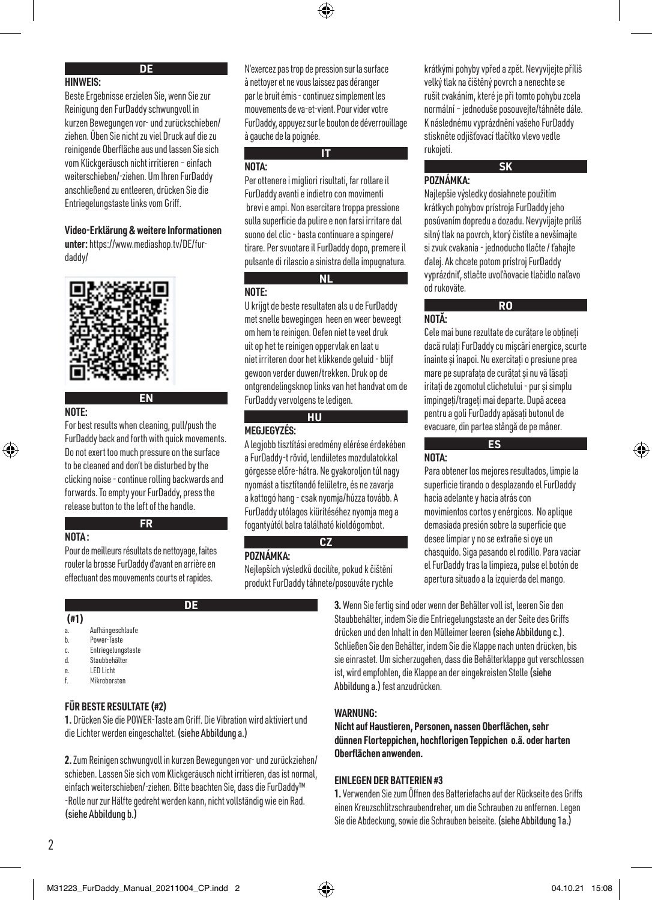## DE

**HINWEIS:**

Beste Ergebnisse erzielen Sie, wenn Sie zur Reinigung den FurDaddy schwungvoll in kurzen Bewegungen vor- und zurückschieben/ziehen. Üben Sie nicht zu viel Druck auf die zu reinigende Oberfläche aus und lassen Sie sich vom Klickgeräusch nicht irritieren – einfach weiterschieben/-ziehen. Um Ihren FurDaddy anschließend zu entleeren, drücken Sie die Entriegelungstaste links vom Griff.

**Video-Erklärung & weitere Informationen unter:** https://www.mediashop.tv/DE/fur-daddy/

## EN

**NOTE:**

For best results when cleaning, pull/push the FurDaddy back and forth with quick movements. Do not exert too much pressure on the surface to be cleaned and don't be disturbed by the clicking noise - continue rolling backwards and forwards. To empty your FurDaddy, press the release button to the left of the handle.

## FR

**NOTA :**

Pour de meilleurs résultats de nettoyage, faites rouler la brosse FurDaddy d'avant en arrière en effectuant des mouvements courts et rapides. N'exercez pas trop de pression sur la surface à nettoyer et ne vous laissez pas déranger par le bruit émis - continuez simplement les mouvements de va-et-vient. Pour vider votre FurDaddy, appuyez sur le bouton de déverrouillage à gauche de la poignée.

## IT

**NOTA:**

Per ottenere i migliori risultati, far rollare il FurDaddy avanti e indietro con movimenti brevi e ampi. Non esercitare troppa pressione sulla superficie da pulire e non farsi irritare dal suono del clic - basta continuare a spingere/tirare. Per svuotare il FurDaddy dopo, premere il pulsante di rilascio a sinistra della impugnatura.

## NL

**NOTE:**

U krijgt de beste resultaten als u de FurDaddy met snelle bewegingen heen en weer beweegt om hem te reinigen. Oefen niet te veel druk uit op het te reinigen oppervlak en laat u niet irriteren door het klikkende geluid - blijf gewoon verder duwen/trekken. Druk op de ontgrendelingsknop links van het handvat om de FurDaddy vervolgens te ledigen.

## HU

**MEGJEGYZÉS:**

A legjobb tisztítási eredmény elérése érdekében a FurDaddy-t rövid, lendületes mozdulatokkal görgesse előre-hátra. Ne gyakoroljon túl nagy nyomást a tisztítandó felületre, és ne zavarja a kattogó hang - csak nyomja/húzza tovább. A FurDaddy utólagos kiürítéséhez nyomja meg a fogantyútól balra található kioldógombot.

## CZ

**POZNÁMKA:**

Nejlepších výsledků docílíte, pokud k čištění produkt FurDaddy táhnete/posouváte rychle krátkými pohyby vpřed a zpět. Nevyvíjejte příliš velký tlak na čištěný povrch a nenechte se rušit cvakáním, které je při tomto pohybu zcela normální – jednoduše posouvejte/táhněte dále. K následnému vyprázdnění vašeho FurDaddy stiskněte odjišťovací tlačítko vlevo vedle rukojeti.

## SK

**POZNÁMKA:**

Najlepšie výsledky dosiahnete použitím krátkych pohybov prístroja FurDaddy jeho posúvaním dopredu a dozadu. Nevyvíjajte príliš silný tlak na povrch, ktorý čistíte a nevšímajte si zvuk cvakania - jednoducho tlačte / ťahajte ďalej. Ak chcete potom prístroj FurDaddy vyprázdniť, stlačte uvoľňovacie tlačidlo naľavo od rukoväte.

## RO

**NOTĂ:**

Cele mai bune rezultate de curățare le obțineți dacă rulați FurDaddy cu mișcări energice, scurte înainte și înapoi. Nu exercitați o presiune prea mare pe suprafața de curățat și nu vă lăsați iritați de zgomotul clichetului - pur și simplu împingeți/trageți mai departe. După aceea pentru a goli FurDaddy apăsați butonul de evacuare, din partea stângă de pe mâner.

## ES

**NOTA:**

Para obtener los mejores resultados, limpie la superficie tirando o desplazando el FurDaddy hacia adelante y hacia atrás con movimientos cortos y enérgicos. No aplique demasiada presión sobre la superficie que desee limpiar y no se extrañe si oye un chasquido. Siga pasando el rodillo. Para vaciar el FurDaddy tras la limpieza, pulse el botón de apertura situado a la izquierda del mango.

## DE

**(#1)**

a. Aufhängeschlaufe
b. Power-Taste
c. Entriegelungstaste
d. Staubbehälter
e. LED Licht
f. Mikroborsten

**FÜR BESTE RESULTATE (#2)**

**1.** Drücken Sie die POWER-Taste am Griff. Die Vibration wird aktiviert und die Lichter werden eingeschaltet. **(siehe Abbildung a.)**

**2.** Zum Reinigen schwungvoll in kurzen Bewegungen vor- und zurückziehen/schieben. Lassen Sie sich vom Klickgeräusch nicht irritieren, das ist normal, einfach weiterschieben/-ziehen. Bitte beachten Sie, dass die FurDaddy™ -Rolle nur zur Hälfte gedreht werden kann, nicht vollständig wie ein Rad. **(siehe Abbildung b.)**

**3.** Wenn Sie fertig sind oder wenn der Behälter voll ist, leeren Sie den Staubbehälter, indem Sie die Entriegelungstaste an der Seite des Griffs drücken und den Inhalt in den Mülleimer leeren **(siehe Abbildung c.)**. Schließen Sie den Behälter, indem Sie die Klappe nach unten drücken, bis sie einrastet. Um sicherzugehen, dass die Behälterklappe gut verschlossen ist, wird empfohlen, die Klappe an der eingekreisten Stelle **(siehe Abbildung a.)** fest anzudrücken.

**WARNUNG:**

**Nicht auf Haustieren, Personen, nassen Oberflächen, sehr dünnen Florteppichen, hochflorigen Teppichen o.ä. oder harten Oberflächen anwenden.**

**EINLEGEN DER BATTERIEN #3**

**1.** Verwenden Sie zum Öffnen des Batteriefachs auf der Rückseite des Griffs einen Kreuzschlitzschraubendreher, um die Schrauben zu entfernen. Legen Sie die Abdeckung, sowie die Schrauben beiseite. **(siehe Abbildung 1a.)**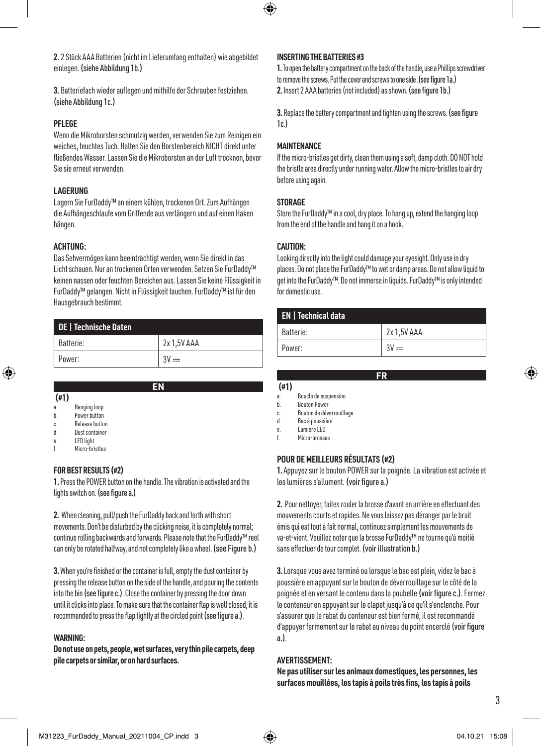**2.** 2 Stück AAA Batterien (nicht im Lieferumfang enthalten) wie abgebildet einlegen. (siehe Abbildung 1b.)

**3.** Batteriefach wieder auflegen und mithilfe der Schrauben festziehen. (siehe Abbildung 1c.)

### PFLEGE

Wenn die Mikroborsten schmutzig werden, verwenden Sie zum Reinigen ein weiches, feuchtes Tuch. Halten Sie den Borstenbereich NICHT direkt unter fließendes Wasser. Lassen Sie die Mikroborsten an der Luft trocknen, bevor Sie sie erneut verwenden.

### LAGERUNG

Lagern Sie FurDaddy™ an einem kühlen, trockenen Ort. Zum Aufhängen die Aufhängeschlaufe vom Griffende aus verlängern und auf einen Haken hängen.

### ACHTUNG:

Das Sehvermögen kann beeinträchtigt werden, wenn Sie direkt in das Licht schauen. Nur an trockenen Orten verwenden. Setzen Sie FurDaddy™ keinen nassen oder feuchten Bereichen aus. Lassen Sie keine Flüssigkeit in FurDaddy™ gelangen. Nicht in Flüssigkeit tauchen. FurDaddy™ ist für den Hausgebrauch bestimmt.

| DE \| Technische Daten | |
|---|---|
| Batterie: | 2x 1,5V AAA |
| Power: | 3V ⎓ |

## EN

**(#1)**

- a. Hanging loop
- b. Power button
- c. Release button
- d. Dust container
- e. LED light
- f. Micro-bristles

### FOR BEST RESULTS (#2)

**1.** Press the POWER button on the handle. The vibration is activated and the lights switch on. (see figure a.)

**2.** When cleaning, pull/push the FurDaddy back and forth with short movements. Don't be disturbed by the clicking noise, it is completely normal; continue rolling backwards and forwards. Please note that the FurDaddy™ reel can only be rotated halfway, and not completely like a wheel. (see Figure b.)

**3.** When you're finished or the container is full, empty the dust container by pressing the release button on the side of the handle, and pouring the contents into the bin (see figure c.). Close the container by pressing the door down until it clicks into place. To make sure that the container flap is well closed, it is recommended to press the flap tightly at the circled point (see figure a.).

### WARNING:

**Do not use on pets, people, wet surfaces, very thin pile carpets, deep pile carpets or similar, or on hard surfaces.**

### INSERTING THE BATTERIES #3

**1.** To open the battery compartment on the back of the handle, use a Phillips screwdriver to remove the screws. Put the cover and screws to one side .(see figure 1a.)

**2.** Insert 2 AAA batteries (not included) as shown. (see figure 1b.)

**3.** Replace the battery compartment and tighten using the screws. (see figure 1c.)

### MAINTENANCE

If the micro-bristles get dirty, clean them using a soft, damp cloth. DO NOT hold the bristle area directly under running water. Allow the micro-bristles to air dry before using again.

### STORAGE

Store the FurDaddy™ in a cool, dry place. To hang up, extend the hanging loop from the end of the handle and hang it on a hook.

### CAUTION:

Looking directly into the light could damage your eyesight. Only use in dry places. Do not place the FurDaddy™ to wet or damp areas. Do not allow liquid to get into the FurDaddy™. Do not immerse in liquids. FurDaddy™ is only intended for domestic use.

| EN \| Technical data | |
|---|---|
| Batterie: | 2x 1,5V AAA |
| Power: | 3V ⎓ |

## FR

**(#1)**

- a. Boucle de suspension
- b. Bouton Power
- c. Bouton de déverrouillage
- d. Bac à poussière
- e. Lumière LED
- f. Micro-brosses

### POUR DE MEILLEURS RÉSULTATS (#2)

**1.** Appuyez sur le bouton POWER sur la poignée. La vibration est activée et les lumières s'allument. (voir figure a.)

**2.** Pour nettoyer, faites rouler la brosse d'avant en arrière en effectuant des mouvements courts et rapides. Ne vous laissez pas déranger par le bruit émis qui est tout à fait normal, continuez simplement les mouvements de va-et-vient. Veuillez noter que la brosse FurDaddy™ ne tourne qu'à moitié sans effectuer de tour complet. (voir illustration b.)

**3.** Lorsque vous avez terminé ou lorsque le bac est plein, videz le bac à poussière en appuyant sur le bouton de déverrouillage sur le côté de la poignée et en versant le contenu dans la poubelle (voir figure c.). Fermez le conteneur en appuyant sur le clapet jusqu'à ce qu'il s'enclenche. Pour s'assurer que le rabat du conteneur est bien fermé, il est recommandé d'appuyer fermement sur le rabat au niveau du point encerclé (voir figure a.).

### AVERTISSEMENT:

**Ne pas utiliser sur les animaux domestiques, les personnes, les surfaces mouillées, les tapis à poils très fins, les tapis à poils**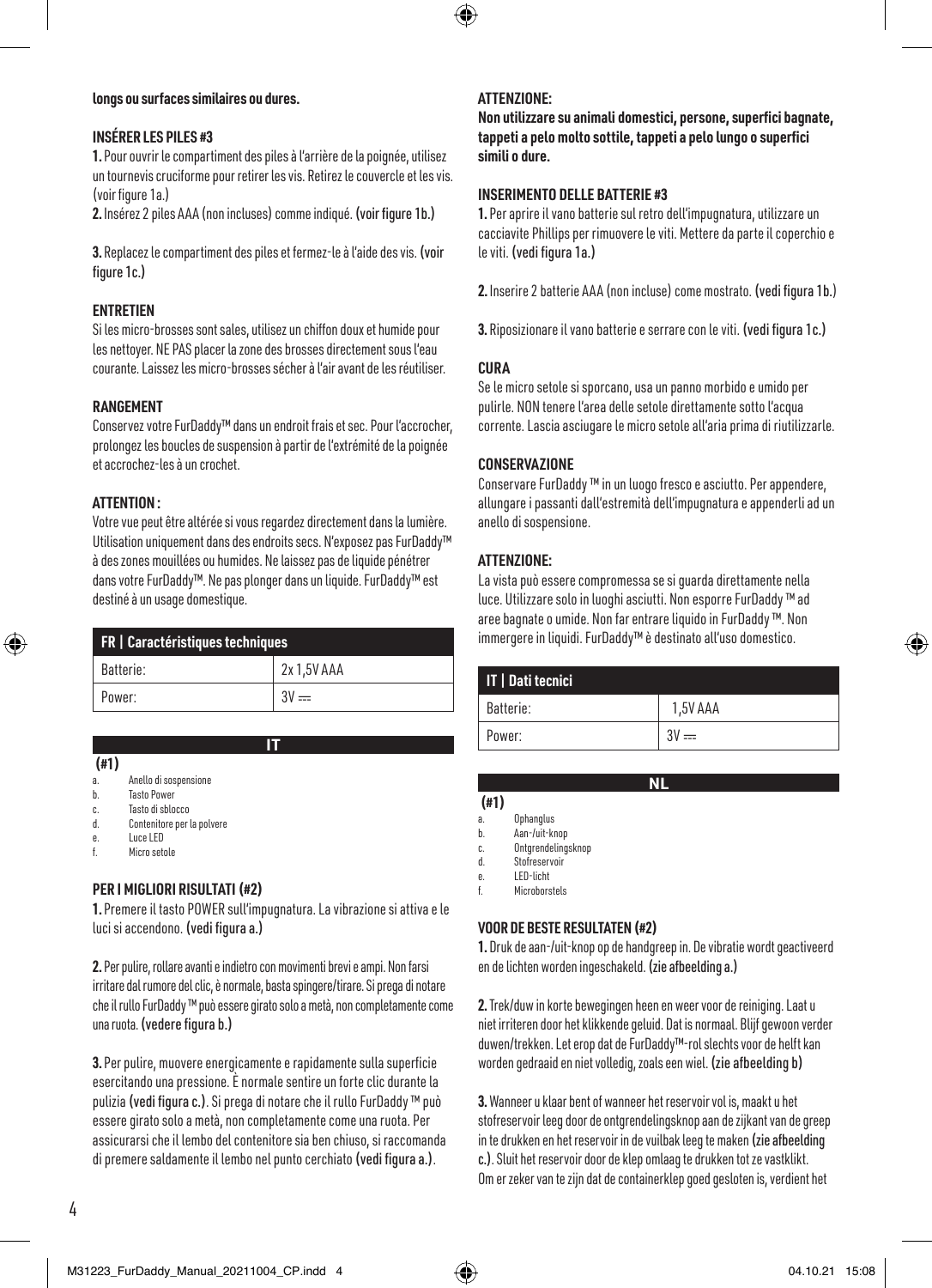**longs ou surfaces similaires ou dures.**

### INSÉRER LES PILES #3

**1.** Pour ouvrir le compartiment des piles à l'arrière de la poignée, utilisez un tournevis cruciforme pour retirer les vis. Retirez le couvercle et les vis. (voir figure 1a.)

**2.** Insérez 2 piles AAA (non incluses) comme indiqué. (voir figure 1b.)

**3.** Replacez le compartiment des piles et fermez-le à l'aide des vis. (voir figure 1c.)

### ENTRETIEN

Si les micro-brosses sont sales, utilisez un chiffon doux et humide pour les nettoyer. NE PAS placer la zone des brosses directement sous l'eau courante. Laissez les micro-brosses sécher à l'air avant de les réutiliser.

### RANGEMENT

Conservez votre FurDaddy™ dans un endroit frais et sec. Pour l'accrocher, prolongez les boucles de suspension à partir de l'extrémité de la poignée et accrochez-les à un crochet.

### ATTENTION :

Votre vue peut être altérée si vous regardez directement dans la lumière. Utilisation uniquement dans des endroits secs. N'exposez pas FurDaddy™ à des zones mouillées ou humides. Ne laissez pas de liquide pénétrer dans votre FurDaddy™. Ne pas plonger dans un liquide. FurDaddy™ est destiné à un usage domestique.

| FR \| Caractéristiques techniques | |
|---|---|
| Batterie: | 2x 1,5V AAA |
| Power: | 3V ⎓ |

## IT

**(#1)**

- a. Anello di sospensione
- b. Tasto Power
- c. Tasto di sblocco
- d. Contenitore per la polvere
- e. Luce LED
- f. Micro setole

### PER I MIGLIORI RISULTATI (#2)

**1.** Premere il tasto POWER sull'impugnatura. La vibrazione si attiva e le luci si accendono. (vedi figura a.)

**2.** Per pulire, rollare avanti e indietro con movimenti brevi e ampi. Non farsi irritare dal rumore del clic, è normale, basta spingere/tirare. Si prega di notare che il rullo FurDaddy ™ può essere girato solo a metà, non completamente come una ruota. (vedere figura b.)

**3.** Per pulire, muovere energicamente e rapidamente sulla superficie esercitando una pressione. È normale sentire un forte clic durante la pulizia (vedi figura c.). Si prega di notare che il rullo FurDaddy ™ può essere girato solo a metà, non completamente come una ruota. Per assicurarsi che il lembo del contenitore sia ben chiuso, si raccomanda di premere saldamente il lembo nel punto cerchiato (vedi figura a.).

### ATTENZIONE:

**Non utilizzare su animali domestici, persone, superfici bagnate, tappeti a pelo molto sottile, tappeti a pelo lungo o superfici simili o dure.**

### INSERIMENTO DELLE BATTERIE #3

**1.** Per aprire il vano batterie sul retro dell'impugnatura, utilizzare un cacciavite Phillips per rimuovere le viti. Mettere da parte il coperchio e le viti. (vedi figura 1a.)

**2.** Inserire 2 batterie AAA (non incluse) come mostrato. (vedi figura 1b.)

**3.** Riposizionare il vano batterie e serrare con le viti. (vedi figura 1c.)

### CURA

Se le micro setole si sporcano, usa un panno morbido e umido per pulirle. NON tenere l'area delle setole direttamente sotto l'acqua corrente. Lascia asciugare le micro setole all'aria prima di riutilizzarle.

### CONSERVAZIONE

Conservare FurDaddy ™ in un luogo fresco e asciutto. Per appendere, allungare i passanti dall'estremità dell'impugnatura e appenderli ad un anello di sospensione.

### ATTENZIONE:

La vista può essere compromessa se si guarda direttamente nella luce. Utilizzare solo in luoghi asciutti. Non esporre FurDaddy ™ ad aree bagnate o umide. Non far entrare liquido in FurDaddy ™. Non immergere in liquidi. FurDaddy™ è destinato all'uso domestico.

| IT \| Dati tecnici | |
|---|---|
| Batterie: | 1,5V AAA |
| Power: | 3V ⎓ |

## NL

**(#1)**

- a. Ophanglus
- b. Aan-/uit-knop
- c. Ontgrendelingsknop
- d. Stofreservoir
- e. LED-licht
- f. Microborstels

### VOOR DE BESTE RESULTATEN (#2)

**1.** Druk de aan-/uit-knop op de handgreep in. De vibratie wordt geactiveerd en de lichten worden ingeschakeld. (zie afbeelding a.)

**2.** Trek/duw in korte bewegingen heen en weer voor de reiniging. Laat u niet irriteren door het klikkende geluid. Dat is normaal. Blijf gewoon verder duwen/trekken. Let erop dat de FurDaddy™-rol slechts voor de helft kan worden gedraaid en niet volledig, zoals een wiel. (zie afbeelding b)

**3.** Wanneer u klaar bent of wanneer het reservoir vol is, maakt u het stofreservoir leeg door de ontgrendelingsknop aan de zijkant van de greep in te drukken en het reservoir in de vuilbak leeg te maken (zie afbeelding c.). Sluit het reservoir door de klep omlaag te drukken tot ze vastklikt. Om er zeker van te zijn dat de containerklep goed gesloten is, verdient het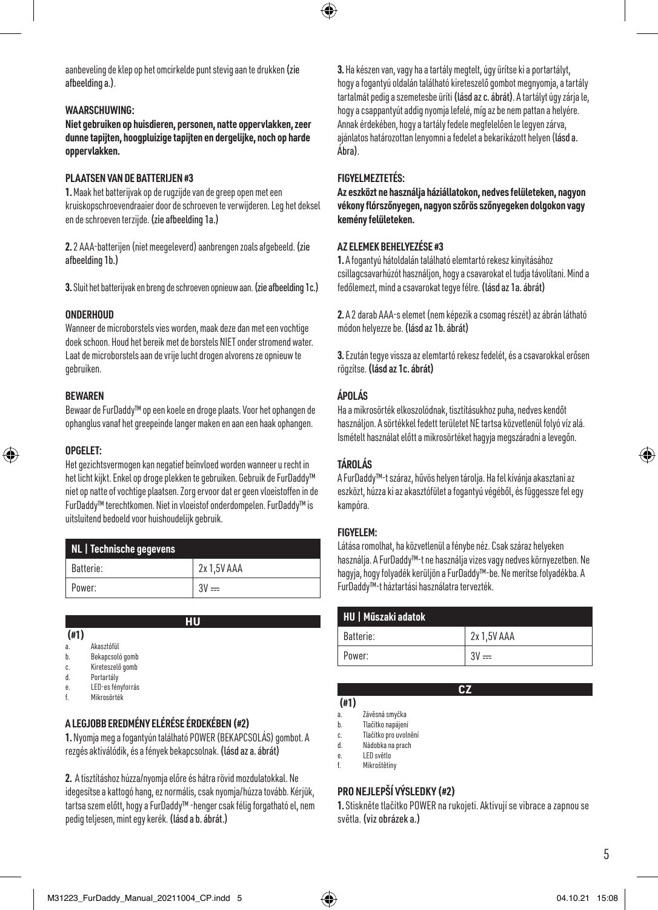aanbeveling de klep op het omcirkelde punt stevig aan te drukken **(zie afbeelding a.)**.

#### WAARSCHUWING:

**Niet gebruiken op huisdieren, personen, natte oppervlakken, zeer dunne tapijten, hoogpluizige tapijten en dergelijke, noch op harde oppervlakken.**

#### PLAATSEN VAN DE BATTERIJEN #3

**1.** Maak het batterijvak op de rugzijde van de greep open met een kruiskopschroevendraaier door de schroeven te verwijderen. Leg het deksel en de schroeven terzijde. **(zie afbeelding 1a.)**

**2.** 2 AAA-batterijen (niet meegeleverd) aanbrengen zoals afgebeeld. **(zie afbeelding 1b.)**

**3.** Sluit het batterijvak en breng de schroeven opnieuw aan. **(zie afbeelding 1c.)**

#### ONDERHOUD

Wanneer de microborstels vies worden, maak deze dan met een vochtige doek schoon. Houd het bereik met de borstels NIET onder stromend water. Laat de microborstels aan de vrije lucht drogen alvorens ze opnieuw te gebruiken.

#### BEWAREN

Bewaar de FurDaddy™ op een koele en droge plaats. Voor het ophangen de ophanglus vanaf het greepeinde langer maken en aan een haak ophangen.

#### OPGELET:

Het gezichtsvermogen kan negatief beïnvloed worden wanneer u recht in het licht kijkt. Enkel op droge plekken te gebruiken. Gebruik de FurDaddy™ niet op natte of vochtige plaatsen. Zorg ervoor dat er geen vloeistoffen in de FurDaddy™ terechtkomen. Niet in vloeistof onderdompelen. FurDaddy™ is uitsluitend bedoeld voor huishoudelijk gebruik.

| NL \| Technische gegevens | |
|---|---|
| Batterie: | 2x 1,5V AAA |
| Power: | 3V ⎓ |

## HU

**(#1)**

a. Akasztófül
b. Bekapcsoló gomb
c. Kireteszelő gomb
d. Portartály
e. LED-es fényforrás
f. Mikrosörték

#### A LEGJOBB EREDMÉNY ELÉRÉSE ÉRDEKÉBEN (#2)

**1.** Nyomja meg a fogantyún található POWER (BEKAPCSOLÁS) gombot. A rezgés aktiválódik, és a fények bekapcsolnak. **(lásd az a. ábrát)**

**2.** A tisztításhoz húzza/nyomja előre és hátra rövid mozdulatokkal. Ne idegesítse a kattogó hang, ez normális, csak nyomja/húzza tovább. Kérjük, tartsa szem előtt, hogy a FurDaddy™-henger csak félig forgatható el, nem pedig teljesen, mint egy kerék. **(lásd a b. ábrát.)**

**3.** Ha készen van, vagy ha a tartály megtelt, úgy ürítse ki a portartályt, hogy a fogantyú oldalán található kireteszelő gombot megnyomja, a tartály tartalmát pedig a szemetesbe üríti **(lásd az c. ábrát)**. A tartályt úgy zárja le, hogy a csappantyút addig nyomja lefelé, míg az be nem pattan a helyére. Annak érdekében, hogy a tartály fedele megfelelően le legyen zárva, ajánlatos határozottan lenyomni a fedelet a bekarikázott helyen **(lásd a. Ábra)**.

#### FIGYELMEZTETÉS:

**Az eszközt ne használja háziállatokon, nedves felületeken, nagyon vékony flórszőnyegen, nagyon szőrös szőnyegeken dolgokon vagy kemény felületeken.**

#### AZ ELEMEK BEHELYEZÉSE #3

**1.** A fogantyú hátoldalán található elemtartó rekesz kinyitásához csillagcsavarhúzót használjon, hogy a csavarokat el tudja távolítani. Mind a fedőlemezt, mind a csavarokat tegye félre. **(lásd az 1a. ábrát)**

**2.** A 2 darab AAA-s elemet (nem képezik a csomag részét) az ábrán látható módon helyezze be. **(lásd az 1b. ábrát)**

**3.** Ezután tegye vissza az elemtartó rekesz fedelét, és a csavarokkal erősen rögzítse. **(lásd az 1c. ábrát)**

#### ÁPOLÁS

Ha a mikrosörték elkoszolódnak, tisztításukhoz puha, nedves kendőt használjon. A sörtékkel fedett területet NE tartsa közvetlenül folyó víz alá. Ismételt használat előtt a mikrosörtéket hagyja megszáradni a levegőn.

#### TÁROLÁS

A FurDaddy™-t száraz, hűvös helyen tárolja. Ha fel kívánja akasztani az eszközt, húzza ki az akasztófület a fogantyú végéből, és függessze fel egy kampóra.

#### FIGYELEM:

Látása romolhat, ha közvetlenül a fénybe néz. Csak száraz helyeken használja. A FurDaddy™-t ne használja vizes vagy nedves környezetben. Ne hagyja, hogy folyadék kerüljön a FurDaddy™-be. Ne merítse folyadékba. A FurDaddy™-t háztartási használatra tervezték.

| HU \| Műszaki adatok | |
|---|---|
| Batterie: | 2x 1,5V AAA |
| Power: | 3V ⎓ |

## CZ

**(#1)**

a. Závěsná smyčka
b. Tlačítko napájení
c. Tlačítko pro uvolnění
d. Nádobka na prach
e. LED světlo
f. Mikroštětiny

#### PRO NEJLEPŠÍ VÝSLEDKY (#2)

**1.** Stiskněte tlačítko POWER na rukojeti. Aktivují se vibrace a zapnou se světla. **(viz obrázek a.)**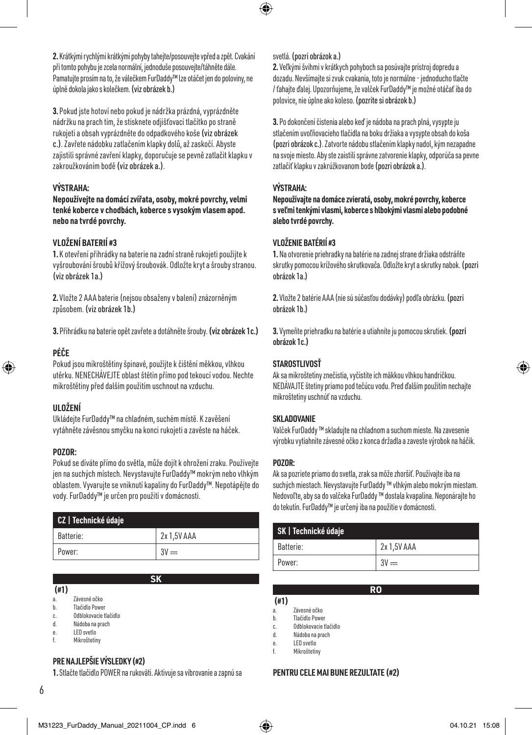**2.** Krátkými rychlými krátkými pohyby tahejte/posouvejte vpřed a zpět. Cvakání při tomto pohybu je zcela normální, jednoduše posouvejte/táhněte dále. Pamatujte prosím na to, že válečkem FurDaddy™ lze otáčet jen do poloviny, ne úplně dokola jako s kolečkem. **(viz obrázek b.)**

**3.** Pokud jste hotoví nebo pokud je nádržka prázdná, vyprázdněte nádržku na prach tím, že stisknete odjišťovací tlačítko po straně rukojeti a obsah vyprázdněte do odpadkového koše **(viz obrázek c.)**. Zavřete nádobku zatlačením klapky dolů, až zaskočí. Abyste zajistili správné zavření klapky, doporučuje se pevně zatlačit klapku v zakroužkováním bodě **(viz obrázek a.)**.

### VÝSTRAHA:

**Nepoužívejte na domácí zvířata, osoby, mokré povrchy, velmi tenké koberce v chodbách, koberce s vysokým vlasem apod. nebo na tvrdé povrchy.**

### VLOŽENÍ BATERIÍ #3

**1.** K otevření přihrádky na baterie na zadní straně rukojeti použijte k vyšroubování šroubů křížový šroubovák. Odložte kryt a šrouby stranou. **(viz obrázek 1a.)**

**2.** Vložte 2 AAA baterie (nejsou obsaženy v balení) znázorněným způsobem. **(viz obrázek 1b.)**

**3.** Přihrádku na baterie opět zavřete a dotáhněte šrouby. **(viz obrázek 1c.)**

### PÉČE

Pokud jsou mikroštětiny špinavé, použijte k čištění měkkou, vlhkou utěrku. NENECHÁVEJTE oblast štětin přímo pod tekoucí vodou. Nechte mikroštětiny před dalším použitím uschnout na vzduchu.

### ULOŽENÍ

Ukládejte FurDaddy™ na chladném, suchém místě. K zavěšení vytáhněte závěsnou smyčku na konci rukojeti a zavěste na háček.

### POZOR:

Pokud se díváte přímo do světla, může dojít k ohrožení zraku. Používejte jen na suchých místech. Nevystavujte FurDaddy™ mokrým nebo vlhkým oblastem. Vyvarujte se vniknutí kapaliny do FurDaddy™. Nepotápějte do vody. FurDaddy™ je určen pro použití v domácnosti.

| CZ \| Technické údaje | |
|---|---|
| Batterie: | 2x 1,5V AAA |
| Power: | 3V ⎓ |

## SK

**(#1)**

a. Závesné očko
b. Tlačidlo Power
c. Odblokovacie tlačidlo
d. Nádoba na prach
e. LED svetlo
f. Mikroštetiny

### PRE NAJLEPŠIE VÝSLEDKY (#2)

**1.** Stlačte tlačidlo POWER na rukoväti. Aktivuje sa vibrovanie a zapnú sa svetlá. **(pozri obrázok a.)**

**2.** Veľkými švihmi v krátkych pohyboch sa posúvajte prístroj dopredu a dozadu. Nevšímajte si zvuk cvakania, toto je normálne - jednoducho tlačte / ťahajte ďalej. Upozorňujeme, že valček FurDaddy™ je možné otáčať iba do polovice, nie úplne ako koleso. **(pozrite si obrázok b.)**

**3.** Po dokončení čistenia alebo keď je nádoba na prach plná, vysypte ju stlačením uvoľňovacieho tlačidla na boku držiaka a vysypte obsah do koša **(pozri obrázok c.)**. Zatvorte nádobu stlačením klapky nadol, kým nezapadne na svoje miesto. Aby ste zaistili správne zatvorenie klapky, odporúča sa pevne zatlačiť klapku v zakrúžkovanom bode **(pozri obrázok a.)**.

### VÝSTRAHA:

**Nepoužívajte na domáce zvieratá, osoby, mokré povrchy, koberce s veľmi tenkými vlasmi, koberce s hlbokými vlasmi alebo podobné alebo tvrdé povrchy.**

### VLOŽENIE BATÉRIÍ #3

**1.** Na otvorenie priehradky na batérie na zadnej strane držiaka odstráňte skrutky pomocou krížového skrutkovača. Odložte kryt a skrutky nabok. **(pozri obrázok 1a.)**

**2.** Vložte 2 batérie AAA (nie sú súčasťou dodávky) podľa obrázku. **(pozri obrázok 1b.)**

**3.** Vymeňte priehradku na batérie a utiahnite ju pomocou skrutiek. **(pozri obrázok 1c.)**

### STAROSTLIVOSŤ

Ak sa mikroštetiny znečistia, vyčistite ich mäkkou vlhkou handričkou. NEDÁVAJTE štetiny priamo pod tečúcu vodu. Pred ďalším použitím nechajte mikroštetiny uschnúť na vzduchu.

### SKLADOVANIE

Valček FurDaddy ™ skladujte na chladnom a suchom mieste. Na zavesenie výrobku vytiahnite závesné očko z konca držadla a zaveste výrobok na háčik.

### POZOR:

Ak sa pozriete priamo do svetla, zrak sa môže zhoršiť. Používajte iba na suchých miestach. Nevystavujte FurDaddy ™ vlhkým alebo mokrým miestam. Nedovoľte, aby sa do valčeka FurDaddy ™ dostala kvapalina. Neponárajte ho do tekutín. FurDaddy™ je určený iba na použitie v domácnosti.

| SK \| Technické údaje | |
|---|---|
| Batterie: | 2x 1,5V AAA |
| Power: | 3V ⎓ |

## RO

**(#1)**

a. Závesné očko
b. Tlačidlo Power
c. Odblokovacie tlačidlo
d. Nádoba na prach
e. LED svetlo
f. Mikroštetiny

### PENTRU CELE MAI BUNE REZULTATE (#2)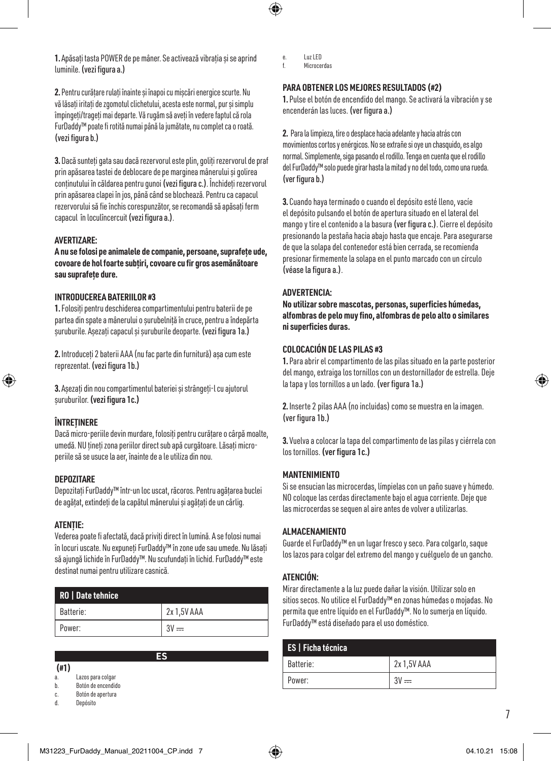**1.** Apăsați tasta POWER de pe mâner. Se activează vibrația și se aprind luminile. **(vezi figura a.)**

**2.** Pentru curățare rulați înainte și înapoi cu mișcări energice scurte. Nu vă lăsați iritați de zgomotul clichetului, acesta este normal, pur și simplu împingeți/trageți mai departe. Vă rugăm să aveți în vedere faptul că rola FurDaddy™ poate fi rotită numai până la jumătate, nu complet ca o roată. **(vezi figura b.)**

**3.** Dacă sunteți gata sau dacă rezervorul este plin, goliți rezervorul de praf prin apăsarea tastei de deblocare de pe marginea mânerului și golirea conținutului în căldarea pentru gunoi **(vezi figura c.)**. Închideți rezervorul prin apăsarea clapei în jos, până când se blochează. Pentru ca capacul rezervorului să fie închis corespunzător, se recomandă să apăsați ferm capacul în loculîncercuit **(vezi figura a.)**.

#### AVERTIZARE:

**A nu se folosi pe animalele de companie, persoane, suprafețe ude, covoare de hol foarte subțiri, covoare cu fir gros asemănătoare sau suprafețe dure.**

#### INTRODUCEREA BATERIILOR #3

**1.** Folosiți pentru deschiderea compartimentului pentru baterii de pe partea din spate a mânerului o șurubelniță în cruce, pentru a îndepărta șuruburile. Așezați capacul și șuruburile deoparte. **(vezi figura 1a.)**

**2.** Introduceți 2 baterii AAA (nu fac parte din furnitură) așa cum este reprezentat. **(vezi figura 1b.)**

**3.** Așezați din nou compartimentul bateriei și strângeți-l cu ajutorul șuruburilor. **(vezi figura 1c.)**

#### ÎNTREȚINERE

Dacă micro-periile devin murdare, folosiți pentru curățare o cârpă moalte, umedă. NU țineți zona periilor direct sub apă curgătoare. Lăsați micro-periile să se usuce la aer, înainte de a le utiliza din nou.

#### DEPOZITARE

Depozitați FurDaddy™ într-un loc uscat, răcoros. Pentru agățarea buclei de agățat, extindeți de la capătul mânerului și agățați de un cârlig.

#### ATENȚIE:

Vederea poate fi afectată, dacă priviți direct în lumină. A se folosi numai în locuri uscate. Nu expuneți FurDaddy™ în zone ude sau umede. Nu lăsați să ajungă lichide în FurDaddy™. Nu scufundați în lichid. FurDaddy™ este destinat numai pentru utilizare casnică.

| RO \| Date tehnice | |
|---|---|
| Batterie: | 2x 1,5V AAA |
| Power: | 3V ⎓ |

## ES

**(#1)**

a. Lazos para colgar
b. Botón de encendido
c. Botón de apertura
d. Depósito
e. Luz LED
f. Microcerdas

#### PARA OBTENER LOS MEJORES RESULTADOS (#2)

**1.** Pulse el botón de encendido del mango. Se activará la vibración y se encenderán las luces. **(ver figura a.)**

**2.** Para la limpieza, tire o desplace hacia adelante y hacia atrás con movimientos cortos y enérgicos. No se extrañe si oye un chasquido, es algo normal. Simplemente, siga pasando el rodillo. Tenga en cuenta que el rodillo del FurDaddy™ solo puede girar hasta la mitad y no del todo, como una rueda. **(ver figura b.)**

**3.** Cuando haya terminado o cuando el depósito esté lleno, vacíe el depósito pulsando el botón de apertura situado en el lateral del mango y tire el contenido a la basura **(ver figura c.)**. Cierre el depósito presionando la pestaña hacia abajo hasta que encaje. Para asegurarse de que la solapa del contenedor está bien cerrada, se recomienda presionar firmemente la solapa en el punto marcado con un círculo **(véase la figura a.)**.

#### ADVERTENCIA:

**No utilizar sobre mascotas, personas, superficies húmedas, alfombras de pelo muy fino, alfombras de pelo alto o similares ni superficies duras.**

#### COLOCACIÓN DE LAS PILAS #3

**1.** Para abrir el compartimento de las pilas situado en la parte posterior del mango, extraiga los tornillos con un destornillador de estrella. Deje la tapa y los tornillos a un lado. **(ver figura 1a.)**

**2.** Inserte 2 pilas AAA (no incluidas) como se muestra en la imagen. **(ver figura 1b.)**

**3.** Vuelva a colocar la tapa del compartimento de las pilas y ciérrela con los tornillos. **(ver figura 1c.)**

#### MANTENIMIENTO

Si se ensucian las microcerdas, límpielas con un paño suave y húmedo. NO coloque las cerdas directamente bajo el agua corriente. Deje que las microcerdas se sequen al aire antes de volver a utilizarlas.

#### ALMACENAMIENTO

Guarde el FurDaddy™ en un lugar fresco y seco. Para colgarlo, saque los lazos para colgar del extremo del mango y cuélguelo de un gancho.

#### ATENCIÓN:

Mirar directamente a la luz puede dañar la visión. Utilizar solo en sitios secos. No utilice el FurDaddy™ en zonas húmedas o mojadas. No permita que entre líquido en el FurDaddy™. No lo sumerja en líquido. FurDaddy™ está diseñado para el uso doméstico.

| ES \| Ficha técnica | |
|---|---|
| Batterie: | 2x 1,5V AAA |
| Power: | 3V ⎓ |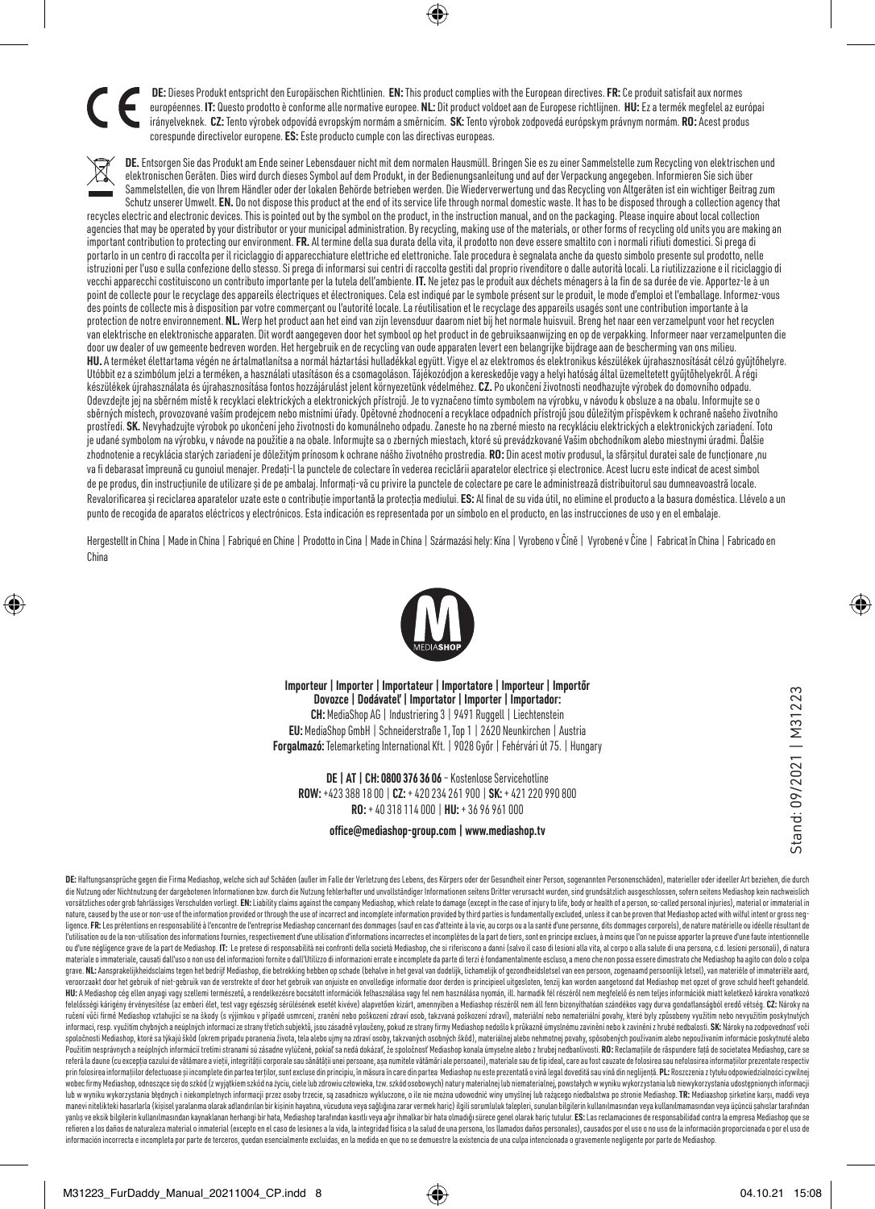**DE:** Dieses Produkt entspricht den Europäischen Richtlinien. **EN:** This product complies with the European directives. **FR:** Ce produit satisfait aux normes européennes. **IT:** Questo prodotto è conforme alle normative europee. **NL:** Dit product voldoet aan de Europese richtlijnen. **HU:** Ez a termék megfelel az európai irányelveknek. **CZ:** Tento výrobek odpovídá evropským normám a směrnicím. **SK:** Tento výrobok zodpovedá európskym právnym normám. **RO:** Acest produs corespunde directivelor europene. **ES:** Este producto cumple con las directivas europeas.

**DE.** Entsorgen Sie das Produkt am Ende seiner Lebensdauer nicht mit dem normalen Hausmüll. Bringen Sie es zu einer Sammelstelle zum Recycling von elektrischen und elektronischen Geräten. Dies wird durch dieses Symbol auf dem Produkt, in der Bedienungsanleitung und auf der Verpackung angegeben. Informieren Sie sich über Sammelstellen, die von Ihrem Händler oder der lokalen Behörde betrieben werden. Die Wiederverwertung und das Recycling von Altgeräten ist ein wichtiger Beitrag zum Schutz unserer Umwelt. **EN.** Do not dispose this product at the end of its service life through normal domestic waste. It has to be disposed through a collection agency that recycles electric and electronic devices. This is pointed out by the symbol on the product, in the instruction manual, and on the packaging. Please inquire about local collection agencies that may be operated by your distributor or your municipal administration. By recycling, making use of the materials, or other forms of recycling old units you are making an important contribution to protecting our environment. **FR.** Al termine della sua durata della vita, il prodotto non deve essere smaltito con i normali rifiuti domestici. Si prega di portarlo in un centro di raccolta per il riciclaggio di apparecchiature elettriche ed elettroniche. Tale procedura è segnalata anche da questo simbolo presente sul prodotto, nelle istruzioni per l'uso e sulla confezione dello stesso. Si prega di informarsi sui centri di raccolta gestiti dal proprio rivenditore o dalle autorità locali. La riutilizzazione e il riciclaggio di vecchi apparecchi costituiscono un contributo importante per la tutela dell'ambiente. **IT.** Ne jetez pas le produit aux déchets ménagers à la fin de sa durée de vie. Apportez-le à un point de collecte pour le recyclage des appareils électriques et électroniques. Cela est indiqué par le symbole présent sur le produit, le mode d'emploi et l'emballage. Informez-vous des points de collecte mis à disposition par votre commerçant ou l'autorité locale. La réutilisation et le recyclage des appareils usagés sont une contribution importante à la protection de notre environnement. **NL.** Werp het product aan het eind van zijn levensduur daarom niet bij het normale huisvuil. Breng het naar een verzamelpunt voor het recyclen van elektrische en elektronische apparaten. Dit wordt aangegeven door het symbool op het product in de gebruiksaanwijzing en op de verpakking. Informeer naar verzamelpunten die door uw dealer of uw gemeente bedreven worden. Het hergebruik en de recycling van oude apparaten levert een belangrijke bijdrage aan de bescherming van ons milieu.
**HU.** A terméket élettartama végén ne ártalmatlanítsa a normál háztartási hulladékkal együtt. Vigye el az elektromos és elektronikus készülékek újrahasznosítását célzó gyűjtőhelyre. Utóbbit ez a szimbólum jelzi a terméken, a használati utasításon és a csomagoláson. Tájékozódjon a kereskedője vagy a helyi hatóság által üzemeltetett gyűjtőhelyekről. A régi készülékek újrahasználata és újrahasznosítása fontos hozzájárulást jelent környezetünk védelméhez. **CZ.** Po ukončení životnosti neodhazujte výrobek do domovního odpadu. Odevzdejte jej na sběrném místě k recyklaci elektrických a elektronických přístrojů. Je to vyznačeno tímto symbolem na výrobku, v návodu k obsluze a na obalu. Informujte se o sběrných místech, provozované vaším prodejcem nebo místními úřady. Opětovné zhodnocení a recyklace odpadních přístrojů jsou důležitým příspěvkem k ochraně našeho životního prostředí. **SK.** Nevyhadzujte výrobok po ukončení jeho životnosti do komunálneho odpadu. Zaneste ho na zberné miesto na recykláciu elektrických a elektronických zariadení. Toto je udané symbolom na výrobku, v návode na použitie a na obale. Informujte sa o zberných miestach, ktoré sú prevádzkované Vašim obchodníkom alebo miestnymi úradmi. Ďalšie zhodnotenie a recyklácia starých zariadení je dôležitým prínosom k ochrane nášho životného prostredia. **RO:** Din acest motiv produsul, la sfârşitul duratei sale de funcţionare ,nu va fi debarasat împreună cu gunoiul menajer. Predaţi-l la punctele de colectare în vederea reciclării aparatelor electrice şi electronice. Acest lucru este indicat de acest simbol de pe produs, din instrucţiunile de utilizare şi de pe ambalaj. Informaţi-vă cu privire la punctele de colectare pe care le administrează distribuitorul sau dumneavoastră locale. Revalorificarea şi reciclarea aparatelor uzate este o contribuţie importantă la protecţia mediului. **ES:** Al final de su vida útil, no elimine el producto a la basura doméstica. Llévelo a un punto de recogida de aparatos eléctricos y electrónicos. Esta indicación es representada por un símbolo en el producto, en las instrucciones de uso y en el embalaje.

Hergestellt in China | Made in China | Fabriqué en Chine | Prodotto in Cina | Made in China | Származási hely: Kína | Vyrobeno v Číně | Vyrobené v Číne | Fabricat în China | Fabricado en China

MEDIASHOP

**Importeur | Importer | Importateur | Importatore | Importeur | Importőr**
**Dovozce | Dodávateľ | Importator | Importer | Importador:**
**CH:** MediaShop AG | Industriering 3 | 9491 Ruggell | Liechtenstein
**EU:** MediaShop GmbH | Schneiderstraße 1, Top 1 | 2620 Neunkirchen | Austria
**Forgalmazó:** Telemarketing International Kft. | 9028 Győr | Fehérvári út 75. | Hungary

**DE | AT | CH: 0800 376 36 06** – Kostenlose Servicehotline
**ROW:** +423 388 18 00 | **CZ:** + 420 234 261 900 | **SK:** + 421 220 990 800
**RO:** + 40 318 114 000 | **HU:** + 36 96 961 000

**office@mediashop-group.com | www.mediashop.tv**

Stand: 09/2021 | M31223

**DE:** Haftungsansprüche gegen die Firma Mediashop, welche sich auf Schäden (außer im Falle der Verletzung des Lebens, des Körpers oder der Gesundheit einer Person, sogenannten Personenschäden), materieller oder ideeller Art beziehen, die durch die Nutzung oder Nichtnutzung der dargebotenen Informationen bzw. durch die Nutzung fehlerhafter und unvollständiger Informationen seitens Dritter verursacht wurden, sind grundsätzlich ausgeschlossen, sofern seitens Mediashop kein nachweislich vorsätzliches oder grob fahrlässiges Verschulden vorliegt. **EN:** Liability claims against the company Mediashop, which relate to damage (except in the case of injury to life, body or health of a person, so-called personal injuries), material or immaterial in nature, caused by the use or non-use of the information provided or through the use of incorrect and incomplete information provided by third parties is fundamentally excluded, unless it can be proven that Mediashop acted with wilful intent or gross negligence. **FR:** Les prétentions en responsabilité à l'encontre de l'entreprise Mediashop concernant des dommages (sauf en cas d'atteinte à la vie, au corps ou a la santé d'une personne, dits dommages corporels), de nature matérielle ou idéelle résultant de l'utilisation ou de la non-utilisation des informations fournies, respectivement d'une utilisation d'informations incorrectes et incomplètes de la part de tiers, sont en principe exclues, à moins que l'on ne puisse apporter la preuve d'une faute intentionnelle ou d'une négligence grave de la part de Mediashop. **IT:** Le pretese di responsabilità nei confronti della società Mediashop, che si riferiscono a danni (salvo il caso di lesioni alla vita, al corpo o alla salute di una persona, c.d. lesioni personali), di natura materiale o immateriale, causati dall'uso o non uso del informazioni fornite o dall'Utilizzo di informazioni errate e incomplete da parte di terzi è fondamentalmente escluso, a meno che non possa essere dimostrato che Mediashop ha agito con dolo o colpa grave. **NL:** Aansprakelijkheidsclaims tegen het bedrijf Mediashop, die betrekking hebben op schade (behalve in het geval van dodelijk, lichamelijk of gezondheidsletsel van een persoon, zogenaamd persoonlijk letsel), van materiële of immateriële aard, veroorzaakt door het gebruik of niet-gebruik van de verstrekte of door het gebruik van onjuiste en onvolledige informatie door derden is principieel uitgesloten, tenzij kan worden aangetoond dat Mediashop met opzet of grove schuld heeft gehandeld. **HU:** A Mediashop cég ellen anyagi vagy szellemi természetű, a rendelkezésre bocsátott információk felhasználása vagy fel nem használása nyomán, ill. harmadik fél részéről nem megfelelő és nem teljes információk miatt keletkező károkra vonatkozó felelősségi kárigény érvényesítése (az emberi élet, test vagy egészség sérülésének esetét kivéve) alapvetően kizárt, amennyiben a Mediashop részéről nem áll fenn bizonyíthatóan szándékos vagy durva gondatlanságból eredő vétség. **CZ:** Nároky na ručení vůči firmě Mediashop vztahující se na škody (s výjimkou v případě usmrcení, zranění nebo poškození zdraví osob, takzvaná poškození zdraví), materiální nebo nemateriální povahy, které byly způsobeny využitím nebo nevyužitím poskytnutých informací, resp. využitím chybných a neúplných informací ze strany třetích subjektů, jsou zásadně vyloučeny, pokud ze strany firmy Mediashop nedošlo k průkazně úmyslnému zavinění nebo k zavinění z hrubé nedbalosti. **SK:** Nároky na zodpovednosť voči spoločnosti Mediashop, ktoré sa týkajú škôd (okrem prípadu poranenia života, tela alebo ujmy na zdraví osoby, takzvaných osobných škôd), materiálnej alebo nehmotnej povahy, spôsobených používaním alebo nepoužívaním informácie poskytnuté alebo Použitím nesprávnych a neúplných informácií tretími stranami sú zásadne vylúčené, pokiaľ sa nedá dokázať, že spoločnosť Mediashop konala úmyselne alebo z hrubej nedbanlivosti. **RO:** Reclamaţiile de răspundere faţă de societatea Mediashop, care se referă la daune (cu excepţia cazului de vătămare a vieţii, integrităţii corporale sau sănătăţii unei persoane, aşa numitele vătămări ale persoanei), materiale sau de tip ideal, care au fost cauzate de folosirea sau nefolosirea informaţiilor prezentate respectiv prin folosirea informaţiilor defectuoase şi incomplete din partea terţilor, sunt excluse din principiu, în măsura în care din partea Mediashop nu este prezentată o vină legal dovedită sau vină din neglijenţă. **PL:** Roszczenia z tytułu odpowiedzialności cywilnej wobec firmy Mediashop, odnoszące się do szkód (z wyjątkiem szkód na życiu, ciele lub zdrowiu człowieka, tzw. szkód osobowych) natury materialnej lub niematerialnej, powstałych w wyniku wykorzystania lub niewykorzystania udostępnionych informacji lub w wyniku wykorzystania błędnych i niekompletnych informacji przez osoby trzecie, są zasadniczo wykluczone, o ile nie można udowodnić winy umyślnej lub rażącego niedbalstwa po stronie Mediashop. **TR:** Mediashop şirketine karşı, maddi veya manevi nitelikteki hasarlarla (kişisel yaralanma olarak adlandırılan bir kişinin hayatına, vücuduna veya sağlığına zarar vermek hariç) ilgili sorumluluk talepleri, sunulan bilgilerin kullanılmasından veya kullanılmamasından veya üçüncü şahıslar tarafından yanlış ve eksik bilgilerin kullanılmasından kaynaklanan herhangi bir hata, Mediashop tarafından kasıtlı veya ağır ihmalkar bir hata olmadığı sürece genel olarak hariç tutulur. **ES:** Las reclamaciones de responsabilidad contra la empresa Mediashop que se refieren a los daños de naturaleza material o inmaterial (excepto en el caso de lesiones a la vida, la integridad física o la salud de una persona, los llamados daños personales), causados por el uso o no uso de la información proporcionada o por el uso de información incorrecta e incompleta por parte de terceros, quedan esencialmente excluidas, en la medida en que no se demuestre la existencia de una culpa intencionada o gravemente negligente por parte de Mediashop.